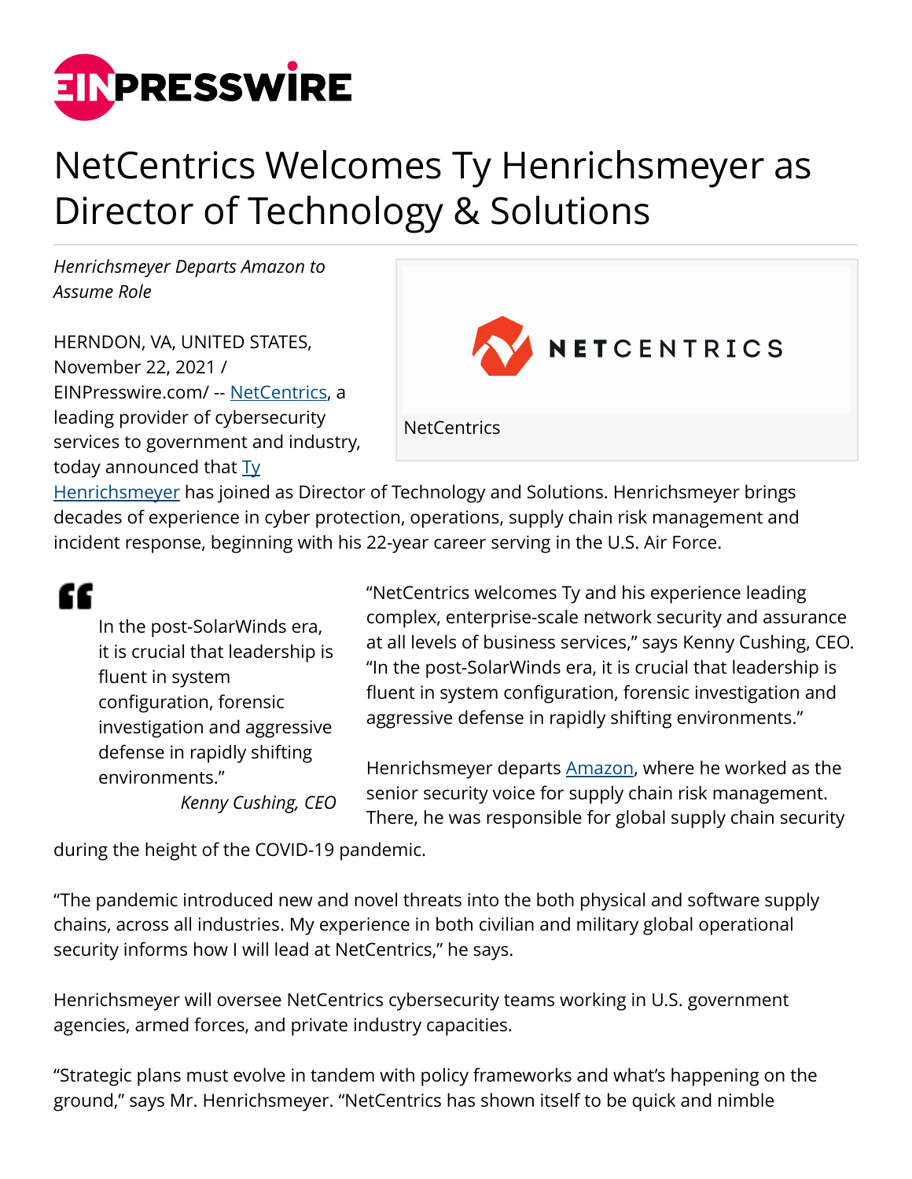# NetCentrics Welcomes Ty Henrichsmeyer as Director of Technology & Solutions

*Henrichsmeyer Departs Amazon to Assume Role*

NetCentrics

HERNDON, VA, UNITED STATES, November 22, 2021 / EINPresswire.com/ -- NetCentrics, a leading provider of cybersecurity services to government and industry, today announced that Ty Henrichsmeyer has joined as Director of Technology and Solutions. Henrichsmeyer brings decades of experience in cyber protection, operations, supply chain risk management and incident response, beginning with his 22-year career serving in the U.S. Air Force.

> In the post-SolarWinds era, it is crucial that leadership is fluent in system configuration, forensic investigation and aggressive defense in rapidly shifting environments."
>
> *Kenny Cushing, CEO*

"NetCentrics welcomes Ty and his experience leading complex, enterprise-scale network security and assurance at all levels of business services," says Kenny Cushing, CEO. "In the post-SolarWinds era, it is crucial that leadership is fluent in system configuration, forensic investigation and aggressive defense in rapidly shifting environments."

Henrichsmeyer departs Amazon, where he worked as the senior security voice for supply chain risk management. There, he was responsible for global supply chain security during the height of the COVID-19 pandemic.

"The pandemic introduced new and novel threats into the both physical and software supply chains, across all industries. My experience in both civilian and military global operational security informs how I will lead at NetCentrics," he says.

Henrichsmeyer will oversee NetCentrics cybersecurity teams working in U.S. government agencies, armed forces, and private industry capacities.

"Strategic plans must evolve in tandem with policy frameworks and what's happening on the ground," says Mr. Henrichsmeyer. "NetCentrics has shown itself to be quick and nimble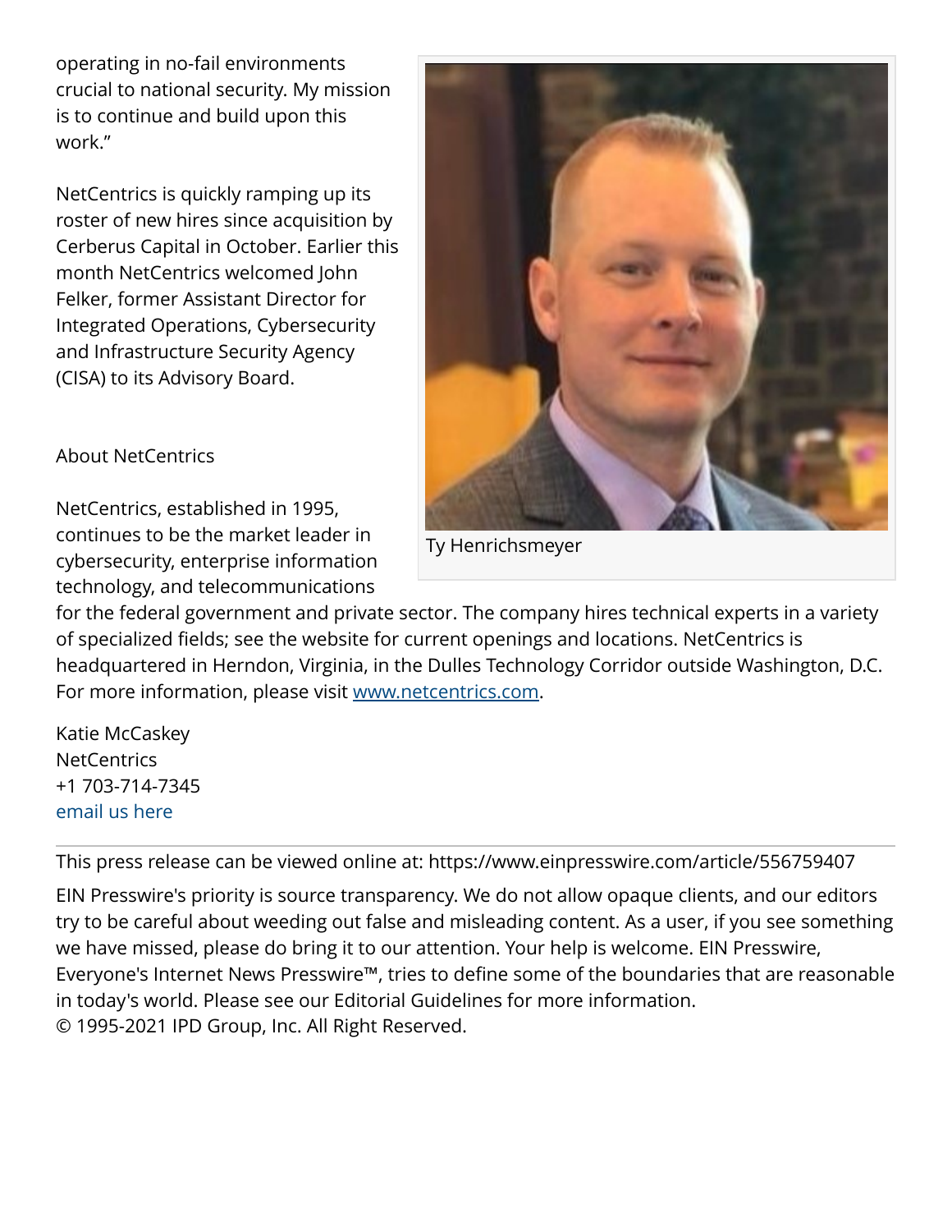operating in no-fail environments crucial to national security. My mission is to continue and build upon this work."

NetCentrics is quickly ramping up its roster of new hires since acquisition by Cerberus Capital in October. Earlier this month NetCentrics welcomed John Felker, former Assistant Director for Integrated Operations, Cybersecurity and Infrastructure Security Agency (CISA) to its Advisory Board.

Ty Henrichsmeyer

About NetCentrics

NetCentrics, established in 1995, continues to be the market leader in cybersecurity, enterprise information technology, and telecommunications for the federal government and private sector. The company hires technical experts in a variety of specialized fields; see the website for current openings and locations. NetCentrics is headquartered in Herndon, Virginia, in the Dulles Technology Corridor outside Washington, D.C. For more information, please visit [www.netcentrics.com](http://www.netcentrics.com).

Katie McCaskey
NetCentrics
+1 703-714-7345
email us here

---

This press release can be viewed online at: https://www.einpresswire.com/article/556759407

EIN Presswire's priority is source transparency. We do not allow opaque clients, and our editors try to be careful about weeding out false and misleading content. As a user, if you see something we have missed, please do bring it to our attention. Your help is welcome. EIN Presswire, Everyone's Internet News Presswire™, tries to define some of the boundaries that are reasonable in today's world. Please see our Editorial Guidelines for more information.
© 1995-2021 IPD Group, Inc. All Right Reserved.